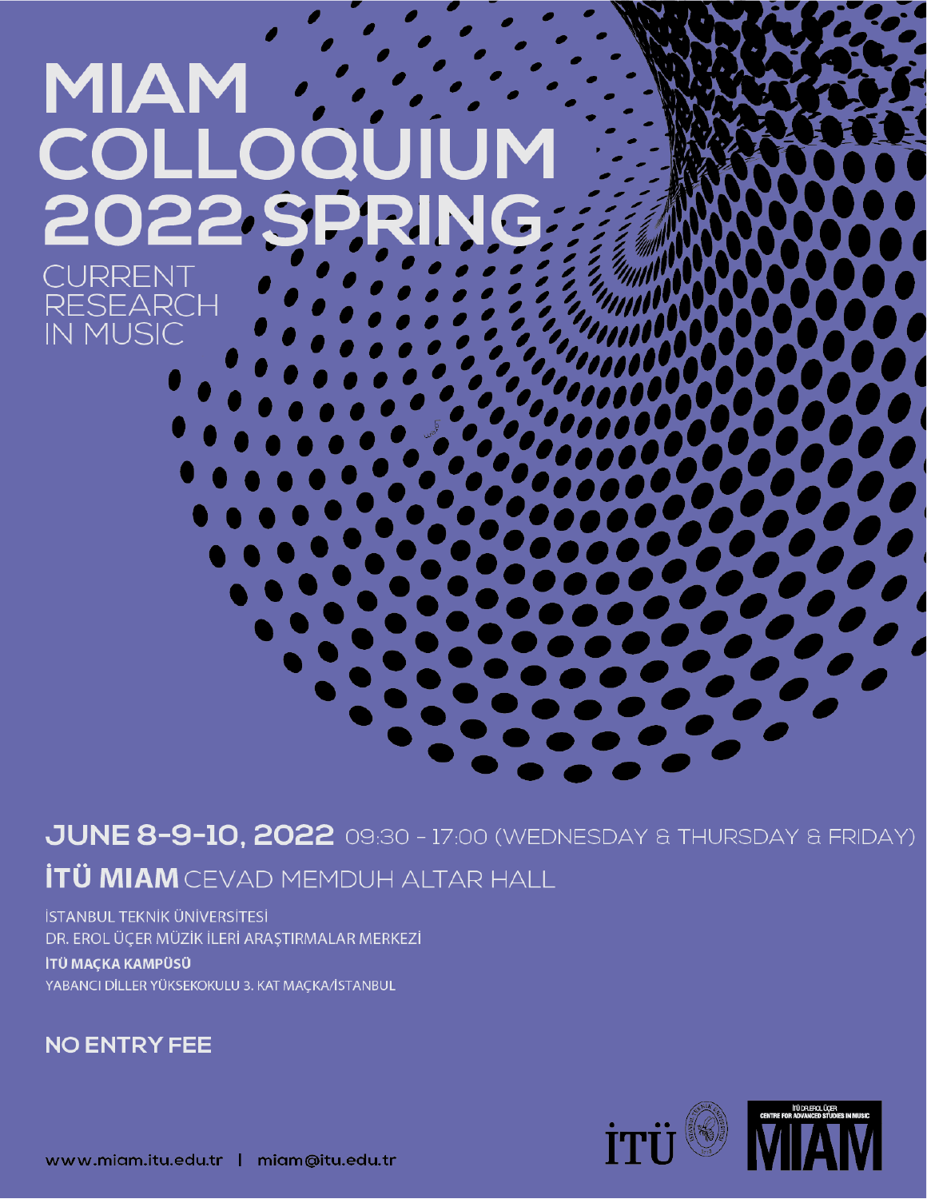# MIAM COLLOQUIUM 2022 SPRING

CURRENT RESEARCH IN MUSIC

## JUNE 8-9-10, 2022 09:30 - 17:00 (WEDNESDAY & THURSDAY & FRIDAY)

**İTÜ MIAM** CEVAD MEMDUH ALTAR HALL

İSTANBUL TEKNİK ÜNİVERSİTESİ
DR. EROL ÜÇER MÜZİK İLERİ ARAŞTIRMALAR MERKEZİ
**İTÜ MAÇKA KAMPÜSÜ**
YABANCI DİLLER YÜKSEKOKULU 3. KAT MAÇKA/İSTANBUL

**NO ENTRY FEE**

İTÜ

İTÜ DR. EROL ÜÇER CENTRE FOR ADVANCED STUDIES IN MUSIC
MIAM

www.miam.itu.edu.tr | miam@itu.edu.tr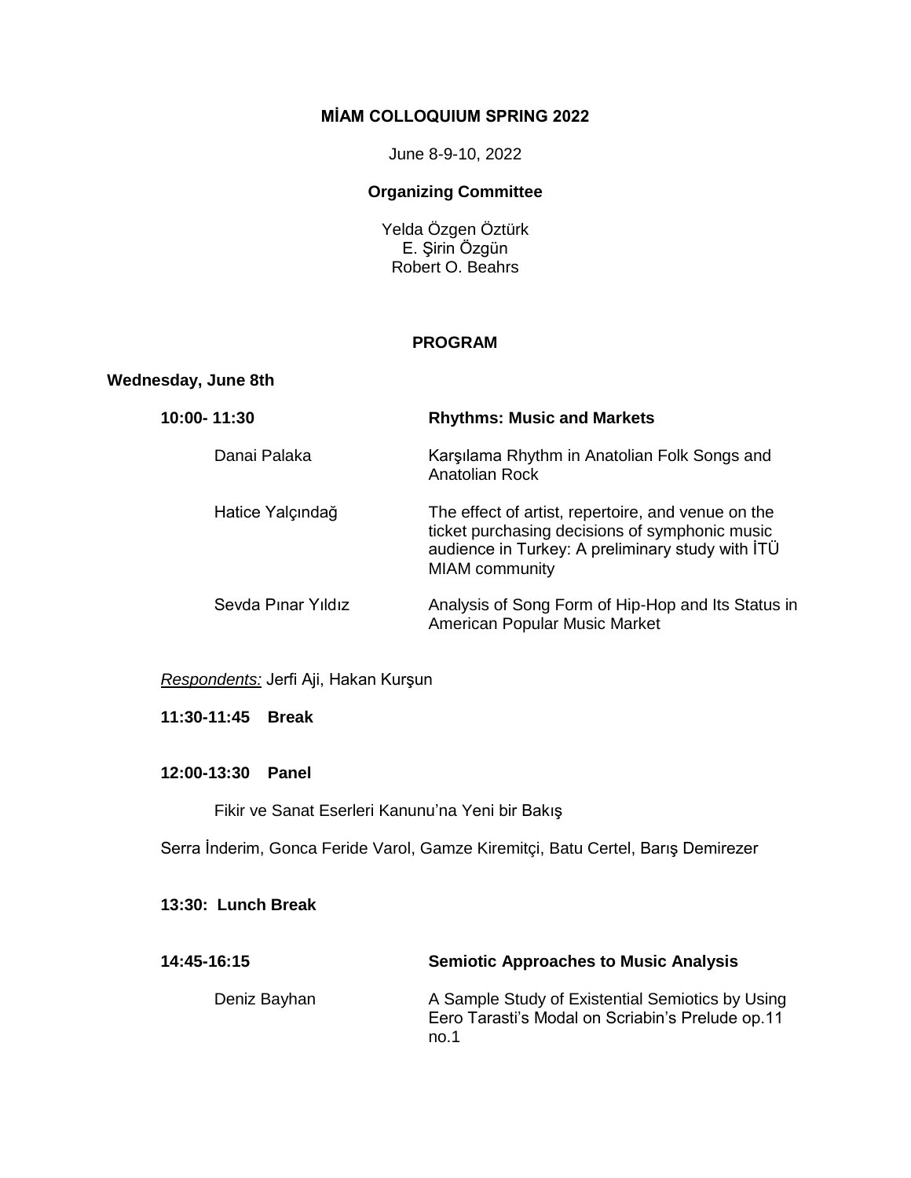**MİAM COLLOQUIUM SPRING 2022**

June 8-9-10, 2022

**Organizing Committee**

Yelda Özgen Öztürk
E. Şirin Özgün
Robert O. Beahrs

**PROGRAM**

**Wednesday, June 8th**

**10:00- 11:30** **Rhythms: Music and Markets**

Danai Palaka — Karşılama Rhythm in Anatolian Folk Songs and Anatolian Rock

Hatice Yalçındağ — The effect of artist, repertoire, and venue on the ticket purchasing decisions of symphonic music audience in Turkey: A preliminary study with İTÜ MIAM community

Sevda Pınar Yıldız — Analysis of Song Form of Hip-Hop and Its Status in American Popular Music Market

*Respondents:* Jerfi Aji, Hakan Kurşun

**11:30-11:45 Break**

**12:00-13:30 Panel**

Fikir ve Sanat Eserleri Kanunu'na Yeni bir Bakış

Serra İnderim, Gonca Feride Varol, Gamze Kiremitçi, Batu Certel, Barış Demirezer

**13:30: Lunch Break**

**14:45-16:15** **Semiotic Approaches to Music Analysis**

Deniz Bayhan — A Sample Study of Existential Semiotics by Using Eero Tarasti's Modal on Scriabin's Prelude op.11 no.1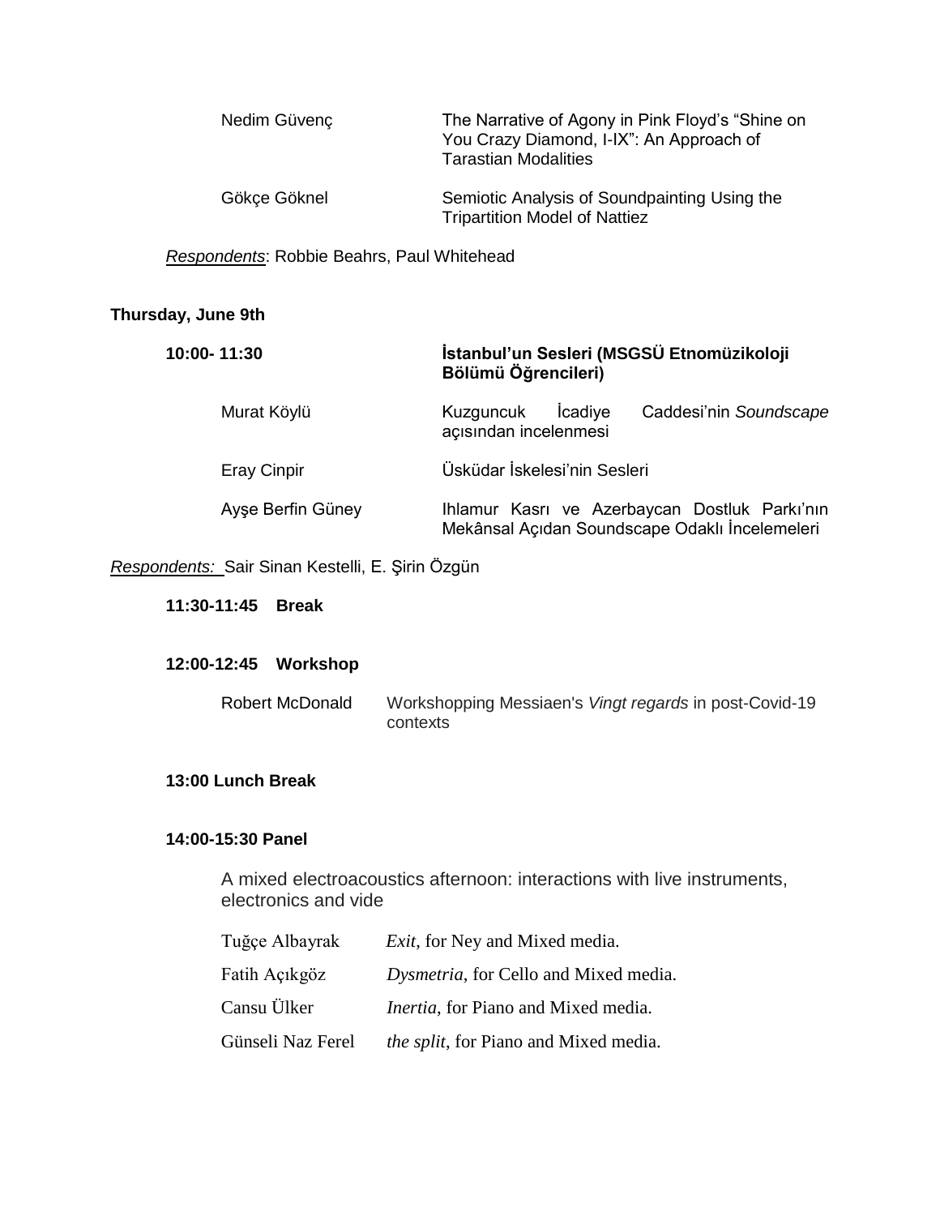| | |
|---|---|
| Nedim Güvenç | The Narrative of Agony in Pink Floyd's "Shine on You Crazy Diamond, I-IX": An Approach of Tarastian Modalities |
| Gökçe Göknel | Semiotic Analysis of Soundpainting Using the Tripartition Model of Nattiez |

*Respondents*: Robbie Beahrs, Paul Whitehead

**Thursday, June 9th**

**10:00- 11:30** **İstanbul'un Sesleri (MSGSÜ Etnomüzikoloji Bölümü Öğrencileri)**

| | |
|---|---|
| Murat Köylü | Kuzguncuk İcadiye Caddesi'nin *Soundscape* açısından incelenmesi |
| Eray Cinpir | Üsküdar İskelesi'nin Sesleri |
| Ayşe Berfin Güney | Ihlamur Kasrı ve Azerbaycan Dostluk Parkı'nın Mekânsal Açıdan Soundscape Odaklı İncelemeleri |

*Respondents:* Sair Sinan Kestelli, E. Şirin Özgün

**11:30-11:45 Break**

**12:00-12:45 Workshop**

| | |
|---|---|
| Robert McDonald | Workshopping Messiaen's *Vingt regards* in post-Covid-19 contexts |

**13:00 Lunch Break**

**14:00-15:30 Panel**

A mixed electroacoustics afternoon: interactions with live instruments, electronics and vide

| | |
|---|---|
| Tuğçe Albayrak | *Exit*, for Ney and Mixed media. |
| Fatih Açıkgöz | *Dysmetria*, for Cello and Mixed media. |
| Cansu Ülker | *Inertia*, for Piano and Mixed media. |
| Günseli Naz Ferel | *the split*, for Piano and Mixed media. |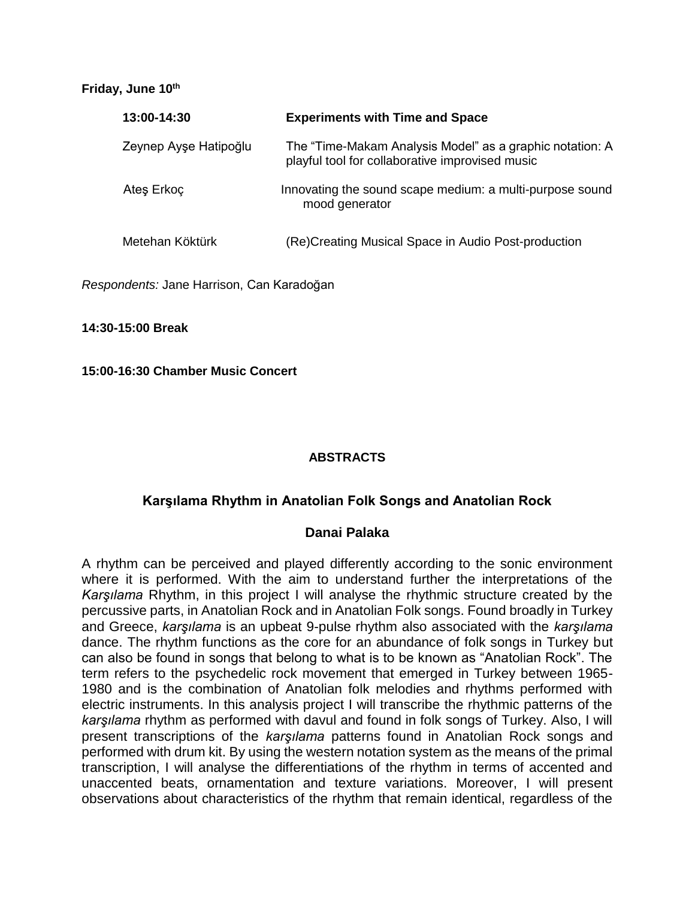**Friday, June 10th**

| **13:00-14:30** | **Experiments with Time and Space** |
|---|---|
| Zeynep Ayşe Hatipoğlu | The "Time-Makam Analysis Model" as a graphic notation: A playful tool for collaborative improvised music |
| Ateş Erkoç | Innovating the sound scape medium: a multi-purpose sound mood generator |
| Metehan Köktürk | (Re)Creating Musical Space in Audio Post-production |

*Respondents:* Jane Harrison, Can Karadoğan

**14:30-15:00 Break**

**15:00-16:30 Chamber Music Concert**

## ABSTRACTS

### Karşılama Rhythm in Anatolian Folk Songs and Anatolian Rock

**Danai Palaka**

A rhythm can be perceived and played differently according to the sonic environment where it is performed. With the aim to understand further the interpretations of the *Karşılama* Rhythm, in this project I will analyse the rhythmic structure created by the percussive parts, in Anatolian Rock and in Anatolian Folk songs. Found broadly in Turkey and Greece, *karşılama* is an upbeat 9-pulse rhythm also associated with the *karşılama* dance. The rhythm functions as the core for an abundance of folk songs in Turkey but can also be found in songs that belong to what is to be known as "Anatolian Rock". The term refers to the psychedelic rock movement that emerged in Turkey between 1965-1980 and is the combination of Anatolian folk melodies and rhythms performed with electric instruments. In this analysis project I will transcribe the rhythmic patterns of the *karşılama* rhythm as performed with davul and found in folk songs of Turkey. Also, I will present transcriptions of the *karşılama* patterns found in Anatolian Rock songs and performed with drum kit. By using the western notation system as the means of the primal transcription, I will analyse the differentiations of the rhythm in terms of accented and unaccented beats, ornamentation and texture variations. Moreover, I will present observations about characteristics of the rhythm that remain identical, regardless of the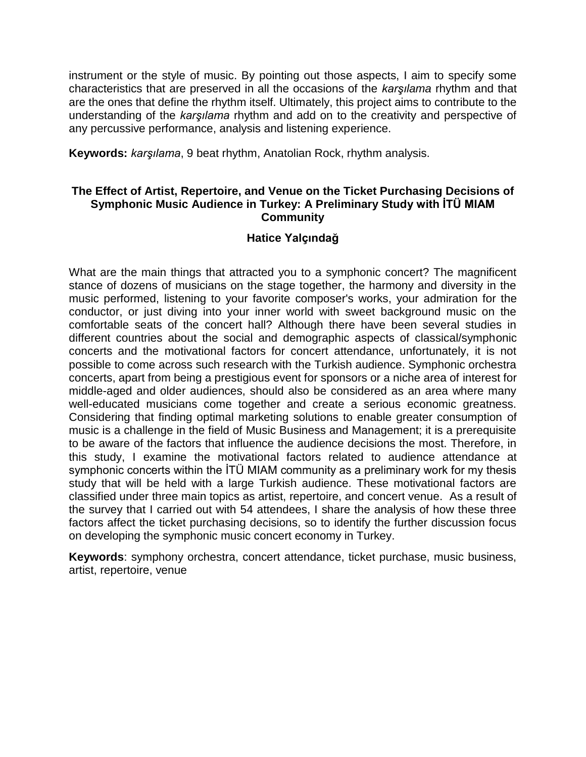instrument or the style of music. By pointing out those aspects, I aim to specify some characteristics that are preserved in all the occasions of the *karşılama* rhythm and that are the ones that define the rhythm itself. Ultimately, this project aims to contribute to the understanding of the *karşılama* rhythm and add on to the creativity and perspective of any percussive performance, analysis and listening experience.

**Keywords:** *karşılama*, 9 beat rhythm, Anatolian Rock, rhythm analysis.

### The Effect of Artist, Repertoire, and Venue on the Ticket Purchasing Decisions of Symphonic Music Audience in Turkey: A Preliminary Study with İTÜ MIAM Community

**Hatice Yalçındağ**

What are the main things that attracted you to a symphonic concert? The magnificent stance of dozens of musicians on the stage together, the harmony and diversity in the music performed, listening to your favorite composer's works, your admiration for the conductor, or just diving into your inner world with sweet background music on the comfortable seats of the concert hall? Although there have been several studies in different countries about the social and demographic aspects of classical/symphonic concerts and the motivational factors for concert attendance, unfortunately, it is not possible to come across such research with the Turkish audience. Symphonic orchestra concerts, apart from being a prestigious event for sponsors or a niche area of interest for middle-aged and older audiences, should also be considered as an area where many well-educated musicians come together and create a serious economic greatness. Considering that finding optimal marketing solutions to enable greater consumption of music is a challenge in the field of Music Business and Management; it is a prerequisite to be aware of the factors that influence the audience decisions the most. Therefore, in this study, I examine the motivational factors related to audience attendance at symphonic concerts within the İTÜ MIAM community as a preliminary work for my thesis study that will be held with a large Turkish audience. These motivational factors are classified under three main topics as artist, repertoire, and concert venue. As a result of the survey that I carried out with 54 attendees, I share the analysis of how these three factors affect the ticket purchasing decisions, so to identify the further discussion focus on developing the symphonic music concert economy in Turkey.

**Keywords**: symphony orchestra, concert attendance, ticket purchase, music business, artist, repertoire, venue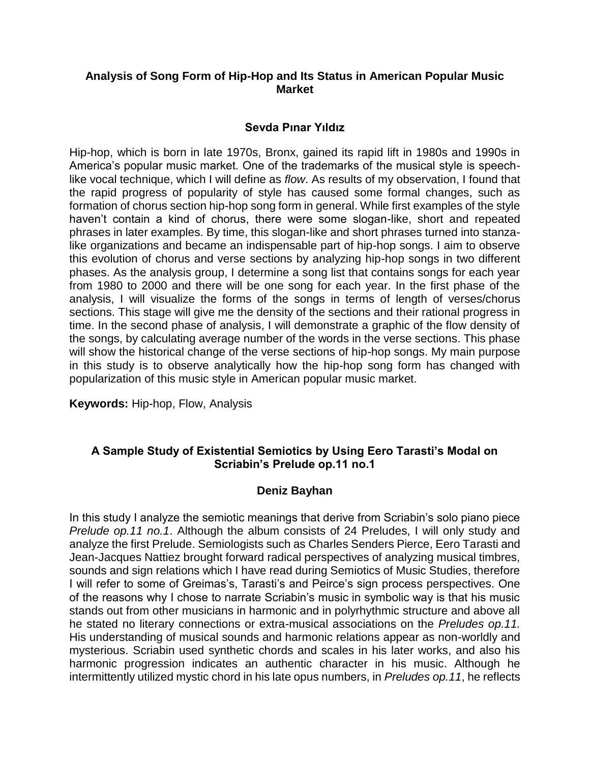## Analysis of Song Form of Hip-Hop and Its Status in American Popular Music Market

**Sevda Pınar Yıldız**

Hip-hop, which is born in late 1970s, Bronx, gained its rapid lift in 1980s and 1990s in America's popular music market. One of the trademarks of the musical style is speech-like vocal technique, which I will define as *flow*. As results of my observation, I found that the rapid progress of popularity of style has caused some formal changes, such as formation of chorus section hip-hop song form in general. While first examples of the style haven't contain a kind of chorus, there were some slogan-like, short and repeated phrases in later examples. By time, this slogan-like and short phrases turned into stanza-like organizations and became an indispensable part of hip-hop songs. I aim to observe this evolution of chorus and verse sections by analyzing hip-hop songs in two different phases. As the analysis group, I determine a song list that contains songs for each year from 1980 to 2000 and there will be one song for each year. In the first phase of the analysis, I will visualize the forms of the songs in terms of length of verses/chorus sections. This stage will give me the density of the sections and their rational progress in time. In the second phase of analysis, I will demonstrate a graphic of the flow density of the songs, by calculating average number of the words in the verse sections. This phase will show the historical change of the verse sections of hip-hop songs. My main purpose in this study is to observe analytically how the hip-hop song form has changed with popularization of this music style in American popular music market.

**Keywords:** Hip-hop, Flow, Analysis

## A Sample Study of Existential Semiotics by Using Eero Tarasti's Modal on Scriabin's Prelude op.11 no.1

**Deniz Bayhan**

In this study I analyze the semiotic meanings that derive from Scriabin's solo piano piece *Prelude op.11 no.1*. Although the album consists of 24 Preludes, I will only study and analyze the first Prelude. Semiologists such as Charles Senders Pierce, Eero Tarasti and Jean-Jacques Nattiez brought forward radical perspectives of analyzing musical timbres, sounds and sign relations which I have read during Semiotics of Music Studies, therefore I will refer to some of Greimas's, Tarasti's and Peirce's sign process perspectives. One of the reasons why I chose to narrate Scriabin's music in symbolic way is that his music stands out from other musicians in harmonic and in polyrhythmic structure and above all he stated no literary connections or extra-musical associations on the *Preludes op.11.* His understanding of musical sounds and harmonic relations appear as non-worldly and mysterious. Scriabin used synthetic chords and scales in his later works, and also his harmonic progression indicates an authentic character in his music. Although he intermittently utilized mystic chord in his late opus numbers, in *Preludes op.11*, he reflects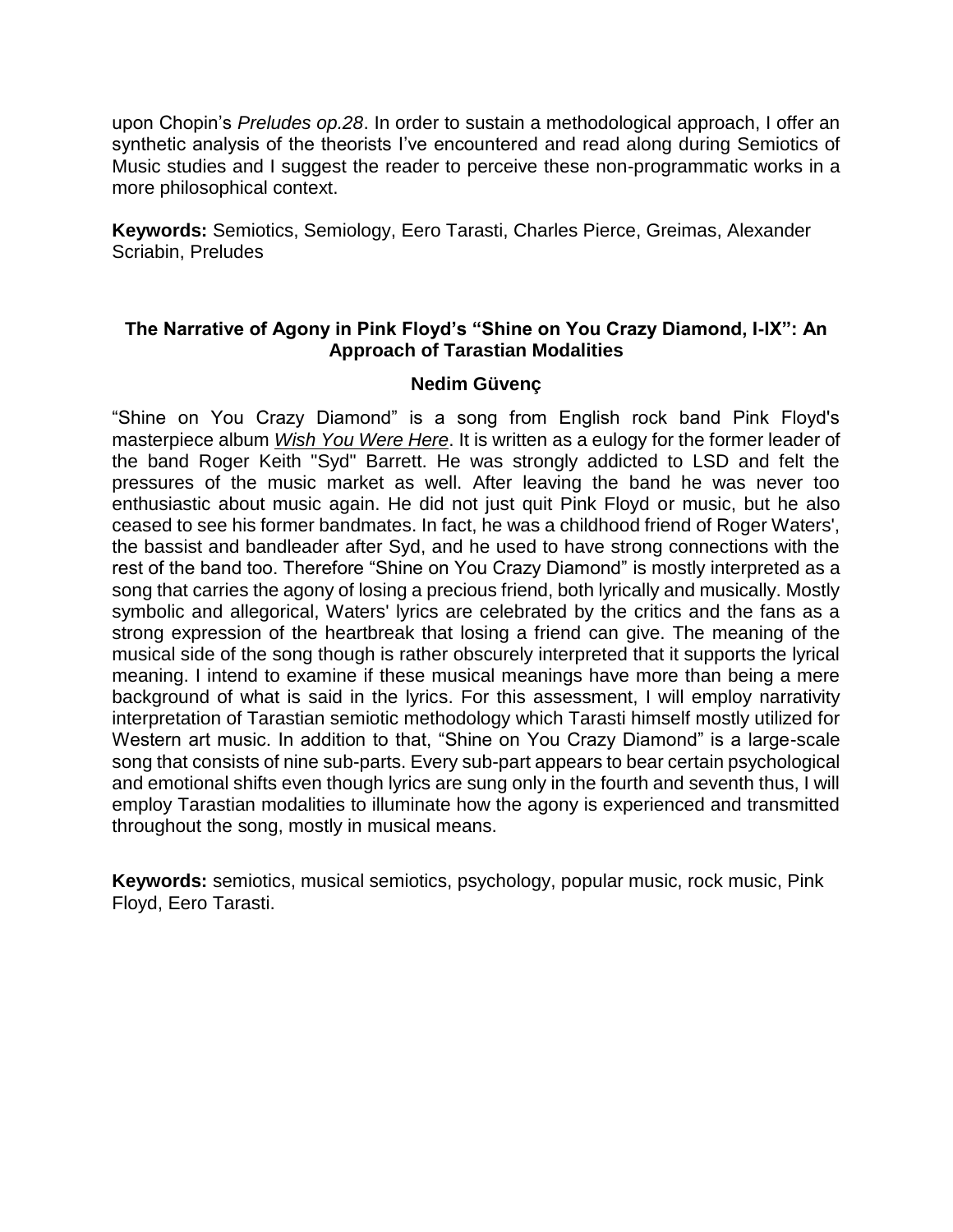upon Chopin's *Preludes op.28*. In order to sustain a methodological approach, I offer an synthetic analysis of the theorists I've encountered and read along during Semiotics of Music studies and I suggest the reader to perceive these non-programmatic works in a more philosophical context.

**Keywords:** Semiotics, Semiology, Eero Tarasti, Charles Pierce, Greimas, Alexander Scriabin, Preludes

### The Narrative of Agony in Pink Floyd's "Shine on You Crazy Diamond, I-IX": An Approach of Tarastian Modalities

**Nedim Güvenç**

"Shine on You Crazy Diamond" is a song from English rock band Pink Floyd's masterpiece album ***Wish You Were Here***. It is written as a eulogy for the former leader of the band Roger Keith "Syd" Barrett. He was strongly addicted to LSD and felt the pressures of the music market as well. After leaving the band he was never too enthusiastic about music again. He did not just quit Pink Floyd or music, but he also ceased to see his former bandmates. In fact, he was a childhood friend of Roger Waters', the bassist and bandleader after Syd, and he used to have strong connections with the rest of the band too. Therefore "Shine on You Crazy Diamond" is mostly interpreted as a song that carries the agony of losing a precious friend, both lyrically and musically. Mostly symbolic and allegorical, Waters' lyrics are celebrated by the critics and the fans as a strong expression of the heartbreak that losing a friend can give. The meaning of the musical side of the song though is rather obscurely interpreted that it supports the lyrical meaning. I intend to examine if these musical meanings have more than being a mere background of what is said in the lyrics. For this assessment, I will employ narrativity interpretation of Tarastian semiotic methodology which Tarasti himself mostly utilized for Western art music. In addition to that, "Shine on You Crazy Diamond" is a large-scale song that consists of nine sub-parts. Every sub-part appears to bear certain psychological and emotional shifts even though lyrics are sung only in the fourth and seventh thus, I will employ Tarastian modalities to illuminate how the agony is experienced and transmitted throughout the song, mostly in musical means.

**Keywords:** semiotics, musical semiotics, psychology, popular music, rock music, Pink Floyd, Eero Tarasti.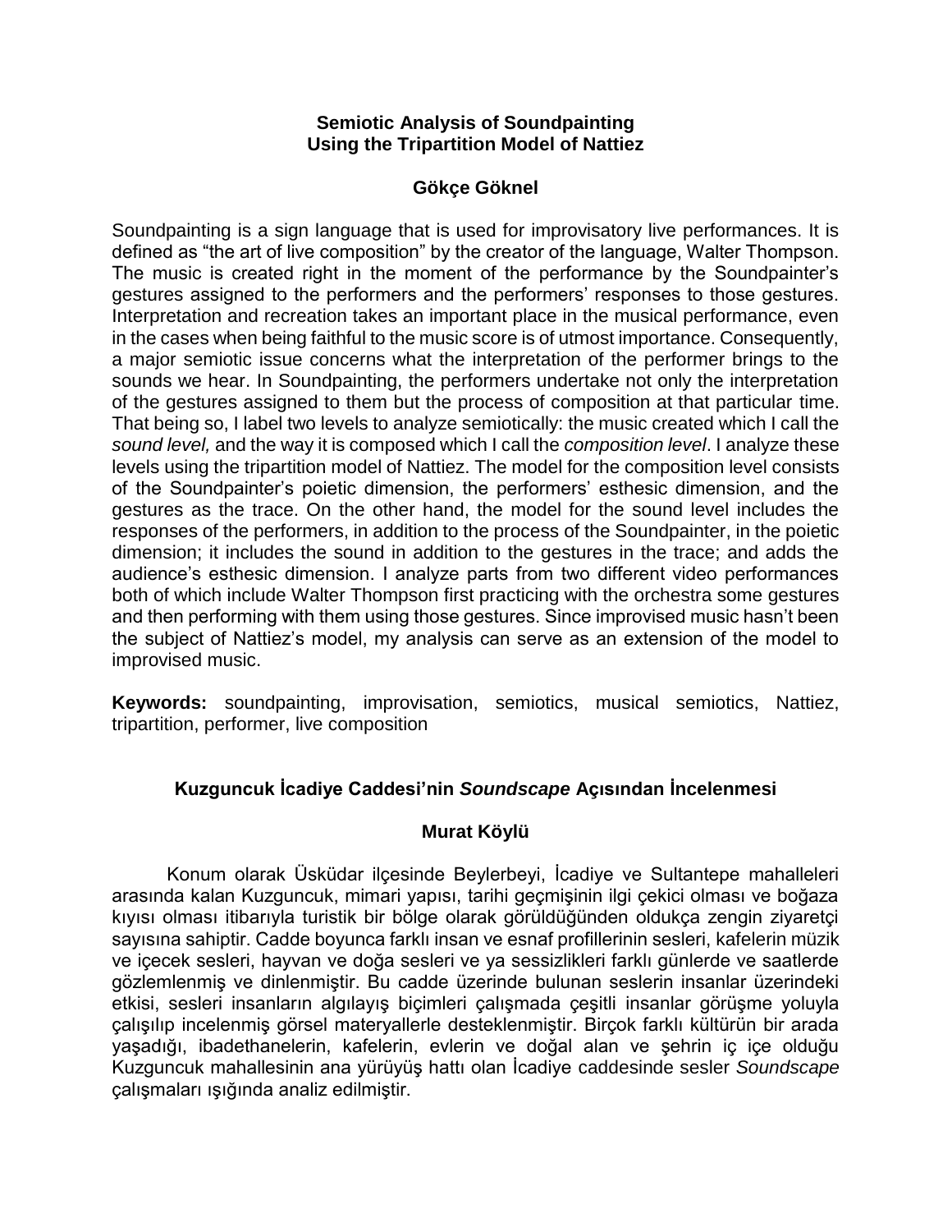## Semiotic Analysis of Soundpainting Using the Tripartition Model of Nattiez

### Gökçe Göknel

Soundpainting is a sign language that is used for improvisatory live performances. It is defined as "the art of live composition" by the creator of the language, Walter Thompson. The music is created right in the moment of the performance by the Soundpainter's gestures assigned to the performers and the performers' responses to those gestures. Interpretation and recreation takes an important place in the musical performance, even in the cases when being faithful to the music score is of utmost importance. Consequently, a major semiotic issue concerns what the interpretation of the performer brings to the sounds we hear. In Soundpainting, the performers undertake not only the interpretation of the gestures assigned to them but the process of composition at that particular time. That being so, I label two levels to analyze semiotically: the music created which I call the *sound level,* and the way it is composed which I call the *composition level*. I analyze these levels using the tripartition model of Nattiez. The model for the composition level consists of the Soundpainter's poietic dimension, the performers' esthesic dimension, and the gestures as the trace. On the other hand, the model for the sound level includes the responses of the performers, in addition to the process of the Soundpainter, in the poietic dimension; it includes the sound in addition to the gestures in the trace; and adds the audience's esthesic dimension. I analyze parts from two different video performances both of which include Walter Thompson first practicing with the orchestra some gestures and then performing with them using those gestures. Since improvised music hasn't been the subject of Nattiez's model, my analysis can serve as an extension of the model to improvised music.

**Keywords:** soundpainting, improvisation, semiotics, musical semiotics, Nattiez, tripartition, performer, live composition

## Kuzguncuk İcadiye Caddesi'nin *Soundscape* Açısından İncelenmesi

### Murat Köylü

Konum olarak Üsküdar ilçesinde Beylerbeyi, İcadiye ve Sultantepe mahalleleri arasında kalan Kuzguncuk, mimari yapısı, tarihi geçmişinin ilgi çekici olması ve boğaza kıyısı olması itibarıyla turistik bir bölge olarak görüldüğünden oldukça zengin ziyaretçi sayısına sahiptir. Cadde boyunca farklı insan ve esnaf profillerinin sesleri, kafelerin müzik ve içecek sesleri, hayvan ve doğa sesleri ve ya sessizlikleri farklı günlerde ve saatlerde gözlemlenmiş ve dinlenmiştir. Bu cadde üzerinde bulunan seslerin insanlar üzerindeki etkisi, sesleri insanların algılayış biçimleri çalışmada çeşitli insanlar görüşme yoluyla çalışılıp incelenmiş görsel materyallerle desteklenmiştir. Birçok farklı kültürün bir arada yaşadığı, ibadethanelerin, kafelerin, evlerin ve doğal alan ve şehrin iç içe olduğu Kuzguncuk mahallesinin ana yürüyüş hattı olan İcadiye caddesinde sesler *Soundscape* çalışmaları ışığında analiz edilmiştir.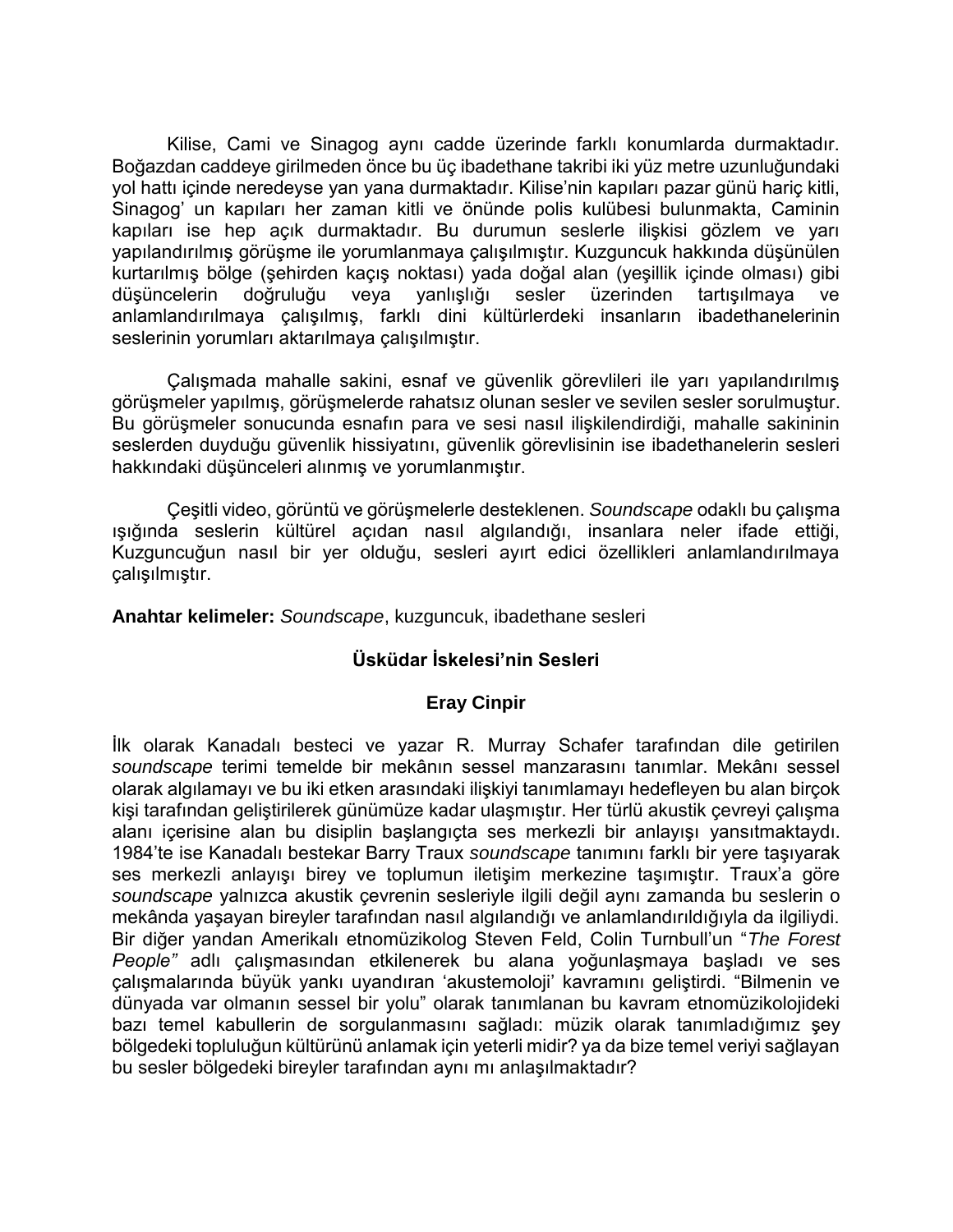Kilise, Cami ve Sinagog aynı cadde üzerinde farklı konumlarda durmaktadır. Boğazdan caddeye girilmeden önce bu üç ibadethane takribi iki yüz metre uzunluğundaki yol hattı içinde neredeyse yan yana durmaktadır. Kilise'nin kapıları pazar günü hariç kitli, Sinagog' un kapıları her zaman kitli ve önünde polis kulübesi bulunmakta, Caminin kapıları ise hep açık durmaktadır. Bu durumun seslerle ilişkisi gözlem ve yarı yapılandırılmış görüşme ile yorumlanmaya çalışılmıştır. Kuzguncuk hakkında düşünülen kurtarılmış bölge (şehirden kaçış noktası) yada doğal alan (yeşillik içinde olması) gibi düşüncelerin doğruluğu veya yanlışlığı sesler üzerinden tartışılmaya ve anlamlandırılmaya çalışılmış, farklı dini kültürlerdeki insanların ibadethanelerinin seslerinin yorumları aktarılmaya çalışılmıştır.

Çalışmada mahalle sakini, esnaf ve güvenlik görevlileri ile yarı yapılandırılmış görüşmeler yapılmış, görüşmelerde rahatsız olunan sesler ve sevilen sesler sorulmuştur. Bu görüşmeler sonucunda esnafın para ve sesi nasıl ilişkilendirdiği, mahalle sakininin seslerden duyduğu güvenlik hissiyatını, güvenlik görevlisinin ise ibadethanelerin sesleri hakkındaki düşünceleri alınmış ve yorumlanmıştır.

Çeşitli video, görüntü ve görüşmelerle desteklenen. *Soundscape* odaklı bu çalışma ışığında seslerin kültürel açıdan nasıl algılandığı, insanlara neler ifade ettiği, Kuzguncuğun nasıl bir yer olduğu, sesleri ayırt edici özellikleri anlamlandırılmaya çalışılmıştır.

**Anahtar kelimeler:** *Soundscape*, kuzguncuk, ibadethane sesleri

## Üsküdar İskelesi'nin Sesleri

**Eray Cinpir**

İlk olarak Kanadalı besteci ve yazar R. Murray Schafer tarafından dile getirilen *soundscape* terimi temelde bir mekânın sessel manzarasını tanımlar. Mekânı sessel olarak algılamayı ve bu iki etken arasındaki ilişkiyi tanımlamayı hedefleyen bu alan birçok kişi tarafından geliştirilerek günümüze kadar ulaşmıştır. Her türlü akustik çevreyi çalışma alanı içerisine alan bu disiplin başlangıçta ses merkezli bir anlayışı yansıtmaktaydı. 1984'te ise Kanadalı bestekar Barry Traux *soundscape* tanımını farklı bir yere taşıyarak ses merkezli anlayışı birey ve toplumun iletişim merkezine taşımıştır. Traux'a göre *soundscape* yalnızca akustik çevrenin sesleriyle ilgili değil aynı zamanda bu seslerin o mekânda yaşayan bireyler tarafından nasıl algılandığı ve anlamlandırıldığıyla da ilgiliydi. Bir diğer yandan Amerikalı etnomüzikolog Steven Feld, Colin Turnbull'un "*The Forest People"* adlı çalışmasından etkilenerek bu alana yoğunlaşmaya başladı ve ses çalışmalarında büyük yankı uyandıran 'akustemoloji' kavramını geliştirdi. "Bilmenin ve dünyada var olmanın sessel bir yolu" olarak tanımlanan bu kavram etnomüzikolojideki bazı temel kabullerin de sorgulanmasını sağladı: müzik olarak tanımladığımız şey bölgedeki topluluğun kültürünü anlamak için yeterli midir? ya da bize temel veriyi sağlayan bu sesler bölgedeki bireyler tarafından aynı mı anlaşılmaktadır?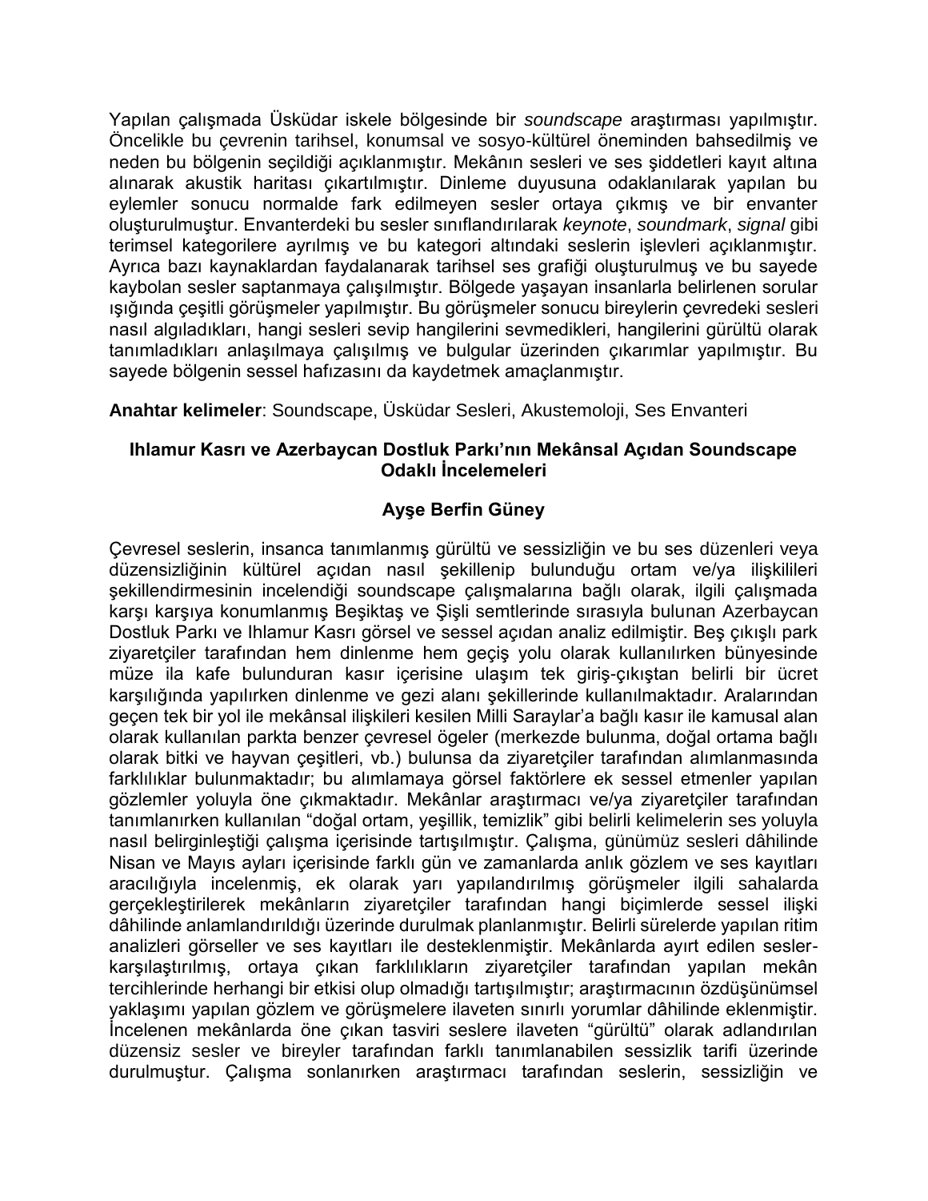Yapılan çalışmada Üsküdar iskele bölgesinde bir *soundscape* araştırması yapılmıştır. Öncelikle bu çevrenin tarihsel, konumsal ve sosyo-kültürel öneminden bahsedilmiş ve neden bu bölgenin seçildiği açıklanmıştır. Mekânın sesleri ve ses şiddetleri kayıt altına alınarak akustik haritası çıkartılmıştır. Dinleme duyusuna odaklanılarak yapılan bu eylemler sonucu normalde fark edilmeyen sesler ortaya çıkmış ve bir envanter oluşturulmuştur. Envanterdeki bu sesler sınıflandırılarak *keynote*, *soundmark*, *signal* gibi terimsel kategorilere ayrılmış ve bu kategori altındaki seslerin işlevleri açıklanmıştır. Ayrıca bazı kaynaklardan faydalanarak tarihsel ses grafiği oluşturulmuş ve bu sayede kaybolan sesler saptanmaya çalışılmıştır. Bölgede yaşayan insanlarla belirlenen sorular ışığında çeşitli görüşmeler yapılmıştır. Bu görüşmeler sonucu bireylerin çevredeki sesleri nasıl algıladıkları, hangi sesleri sevip hangilerini sevmedikleri, hangilerini gürültü olarak tanımladıkları anlaşılmaya çalışılmış ve bulgular üzerinden çıkarımlar yapılmıştır. Bu sayede bölgenin sessel hafızasını da kaydetmek amaçlanmıştır.

**Anahtar kelimeler**: Soundscape, Üsküdar Sesleri, Akustemoloji, Ses Envanteri

### Ihlamur Kasrı ve Azerbaycan Dostluk Parkı'nın Mekânsal Açıdan Soundscape Odaklı İncelemeleri

**Ayşe Berfin Güney**

Çevresel seslerin, insanca tanımlanmış gürültü ve sessizliğin ve bu ses düzenleri veya düzensizliğinin kültürel açıdan nasıl şekillenip bulunduğu ortam ve/ya ilişkilileri şekillendirmesinin incelendiği soundscape çalışmalarına bağlı olarak, ilgili çalışmada karşı karşıya konumlanmış Beşiktaş ve Şişli semtlerinde sırasıyla bulunan Azerbaycan Dostluk Parkı ve Ihlamur Kasrı görsel ve sessel açıdan analiz edilmiştir. Beş çıkışlı park ziyaretçiler tarafından hem dinlenme hem geçiş yolu olarak kullanılırken bünyesinde müze ila kafe bulunduran kasır içerisine ulaşım tek giriş-çıkıştan belirli bir ücret karşılığında yapılırken dinlenme ve gezi alanı şekillerinde kullanılmaktadır. Aralarından geçen tek bir yol ile mekânsal ilişkileri kesilen Milli Saraylar'a bağlı kasır ile kamusal alan olarak kullanılan parkta benzer çevresel ögeler (merkezde bulunma, doğal ortama bağlı olarak bitki ve hayvan çeşitleri, vb.) bulunsa da ziyaretçiler tarafından alımlanmasında farklılıklar bulunmaktadır; bu alımlamaya görsel faktörlere ek sessel etmenler yapılan gözlemler yoluyla öne çıkmaktadır. Mekânlar araştırmacı ve/ya ziyaretçiler tarafından tanımlanırken kullanılan "doğal ortam, yeşillik, temizlik" gibi belirli kelimelerin ses yoluyla nasıl belirginleştiği çalışma içerisinde tartışılmıştır. Çalışma, günümüz sesleri dâhilinde Nisan ve Mayıs ayları içerisinde farklı gün ve zamanlarda anlık gözlem ve ses kayıtları aracılığıyla incelenmiş, ek olarak yarı yapılandırılmış görüşmeler ilgili sahalarda gerçekleştirilerek mekânların ziyaretçiler tarafından hangi biçimlerde sessel ilişki dâhilinde anlamlandırıldığı üzerinde durulmak planlanmıştır. Belirli sürelerde yapılan ritim analizleri görseller ve ses kayıtları ile desteklenmiştir. Mekânlarda ayırt edilen sesler-karşılaştırılmış, ortaya çıkan farklılıkların ziyaretçiler tarafından yapılan mekân tercihlerinde herhangi bir etkisi olup olmadığı tartışılmıştır; araştırmacının özdüşünümsel yaklaşımı yapılan gözlem ve görüşmelere ilaveten sınırlı yorumlar dâhilinde eklenmiştir. İncelenen mekânlarda öne çıkan tasviri seslere ilaveten "gürültü" olarak adlandırılan düzensiz sesler ve bireyler tarafından farklı tanımlanabilen sessizlik tarifi üzerinde durulmuştur. Çalışma sonlanırken araştırmacı tarafından seslerin, sessizliğin ve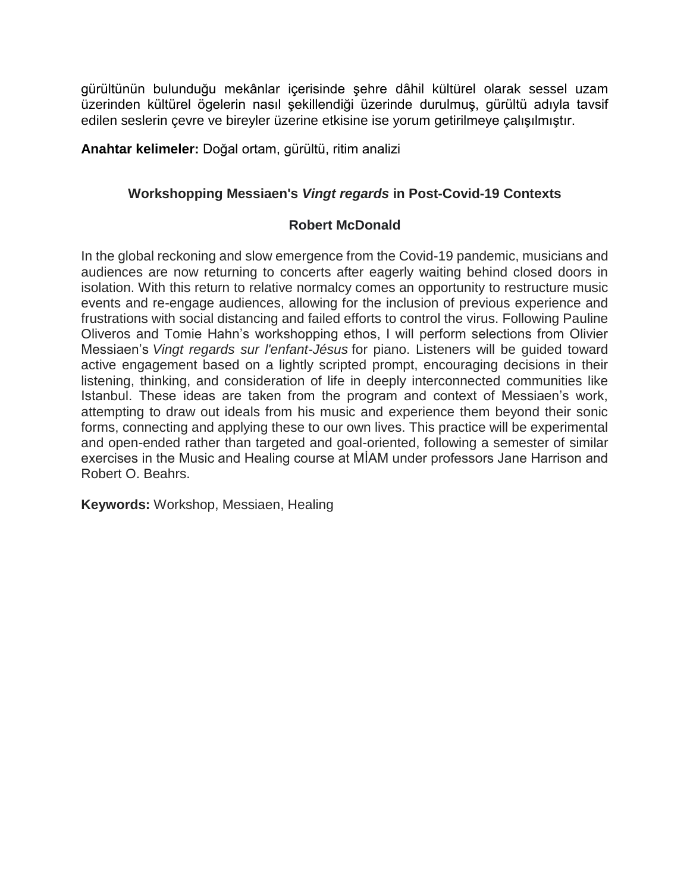gürültünün bulunduğu mekânlar içerisinde şehre dâhil kültürel olarak sessel uzam üzerinden kültürel ögelerin nasıl şekillendiği üzerinde durulmuş, gürültü adıyla tavsif edilen seslerin çevre ve bireyler üzerine etkisine ise yorum getirilmeye çalışılmıştır.

**Anahtar kelimeler:** Doğal ortam, gürültü, ritim analizi

### Workshopping Messiaen's *Vingt regards* in Post-Covid-19 Contexts

**Robert McDonald**

In the global reckoning and slow emergence from the Covid-19 pandemic, musicians and audiences are now returning to concerts after eagerly waiting behind closed doors in isolation. With this return to relative normalcy comes an opportunity to restructure music events and re-engage audiences, allowing for the inclusion of previous experience and frustrations with social distancing and failed efforts to control the virus. Following Pauline Oliveros and Tomie Hahn's workshopping ethos, I will perform selections from Olivier Messiaen's *Vingt regards sur l'enfant-Jésus* for piano. Listeners will be guided toward active engagement based on a lightly scripted prompt, encouraging decisions in their listening, thinking, and consideration of life in deeply interconnected communities like Istanbul. These ideas are taken from the program and context of Messiaen's work, attempting to draw out ideals from his music and experience them beyond their sonic forms, connecting and applying these to our own lives. This practice will be experimental and open-ended rather than targeted and goal-oriented, following a semester of similar exercises in the Music and Healing course at MİAM under professors Jane Harrison and Robert O. Beahrs.

**Keywords:** Workshop, Messiaen, Healing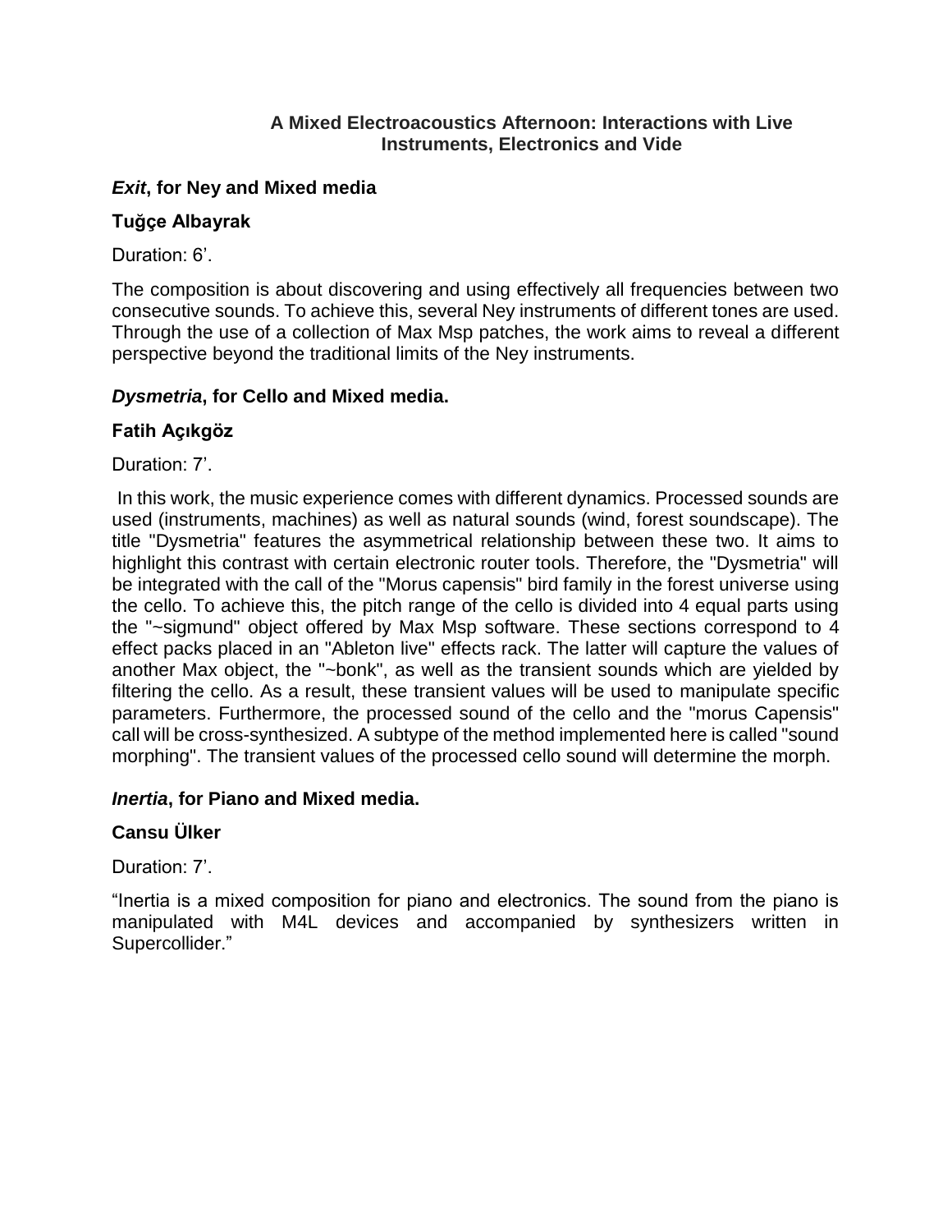## A Mixed Electroacoustics Afternoon: Interactions with Live Instruments, Electronics and Vide

### ***Exit*, for Ney and Mixed media**

**Tuğçe Albayrak**

Duration: 6’.

The composition is about discovering and using effectively all frequencies between two consecutive sounds. To achieve this, several Ney instruments of different tones are used. Through the use of a collection of Max Msp patches, the work aims to reveal a different perspective beyond the traditional limits of the Ney instruments.

### ***Dysmetria*, for Cello and Mixed media.**

**Fatih Açıkgöz**

Duration: 7’.

In this work, the music experience comes with different dynamics. Processed sounds are used (instruments, machines) as well as natural sounds (wind, forest soundscape). The title "Dysmetria" features the asymmetrical relationship between these two. It aims to highlight this contrast with certain electronic router tools. Therefore, the "Dysmetria" will be integrated with the call of the "Morus capensis" bird family in the forest universe using the cello. To achieve this, the pitch range of the cello is divided into 4 equal parts using the "~sigmund" object offered by Max Msp software. These sections correspond to 4 effect packs placed in an "Ableton live" effects rack. The latter will capture the values of another Max object, the "~bonk", as well as the transient sounds which are yielded by filtering the cello. As a result, these transient values will be used to manipulate specific parameters. Furthermore, the processed sound of the cello and the "morus Capensis" call will be cross-synthesized. A subtype of the method implemented here is called "sound morphing". The transient values of the processed cello sound will determine the morph.

### ***Inertia*, for Piano and Mixed media.**

**Cansu Ülker**

Duration: 7’.

“Inertia is a mixed composition for piano and electronics. The sound from the piano is manipulated with M4L devices and accompanied by synthesizers written in Supercollider.”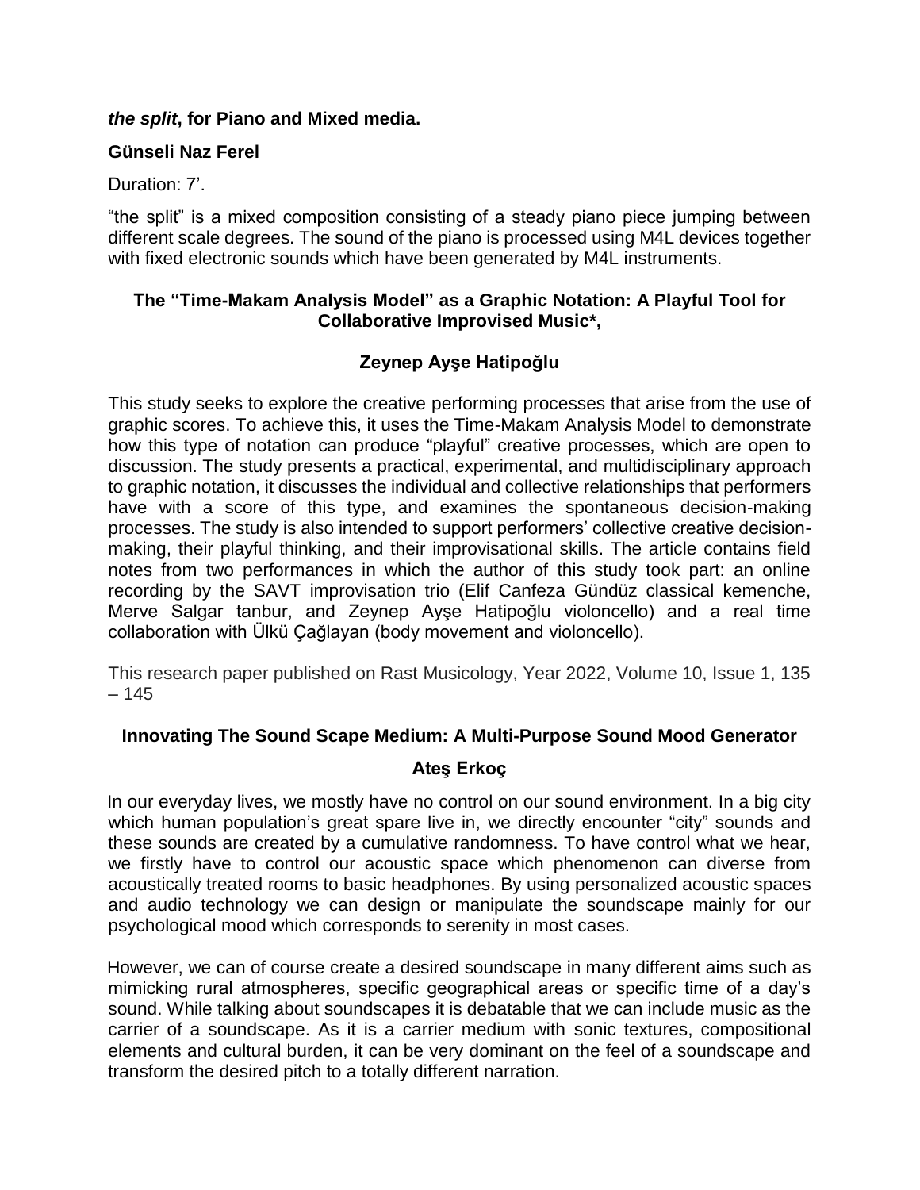***the split*, for Piano and Mixed media.**

**Günseli Naz Ferel**

Duration: 7'.

"the split" is a mixed composition consisting of a steady piano piece jumping between different scale degrees. The sound of the piano is processed using M4L devices together with fixed electronic sounds which have been generated by M4L instruments.

### The "Time-Makam Analysis Model" as a Graphic Notation: A Playful Tool for Collaborative Improvised Music*,

**Zeynep Ayşe Hatipoğlu**

This study seeks to explore the creative performing processes that arise from the use of graphic scores. To achieve this, it uses the Time-Makam Analysis Model to demonstrate how this type of notation can produce "playful" creative processes, which are open to discussion. The study presents a practical, experimental, and multidisciplinary approach to graphic notation, it discusses the individual and collective relationships that performers have with a score of this type, and examines the spontaneous decision-making processes. The study is also intended to support performers' collective creative decision-making, their playful thinking, and their improvisational skills. The article contains field notes from two performances in which the author of this study took part: an online recording by the SAVT improvisation trio (Elif Canfeza Gündüz classical kemenche, Merve Salgar tanbur, and Zeynep Ayşe Hatipoğlu violoncello) and a real time collaboration with Ülkü Çağlayan (body movement and violoncello).

This research paper published on Rast Musicology, Year 2022, Volume 10, Issue 1, 135 – 145

### Innovating The Sound Scape Medium: A Multi-Purpose Sound Mood Generator

**Ateş Erkoç**

In our everyday lives, we mostly have no control on our sound environment. In a big city which human population's great spare live in, we directly encounter "city" sounds and these sounds are created by a cumulative randomness. To have control what we hear, we firstly have to control our acoustic space which phenomenon can diverse from acoustically treated rooms to basic headphones. By using personalized acoustic spaces and audio technology we can design or manipulate the soundscape mainly for our psychological mood which corresponds to serenity in most cases.

However, we can of course create a desired soundscape in many different aims such as mimicking rural atmospheres, specific geographical areas or specific time of a day's sound. While talking about soundscapes it is debatable that we can include music as the carrier of a soundscape. As it is a carrier medium with sonic textures, compositional elements and cultural burden, it can be very dominant on the feel of a soundscape and transform the desired pitch to a totally different narration.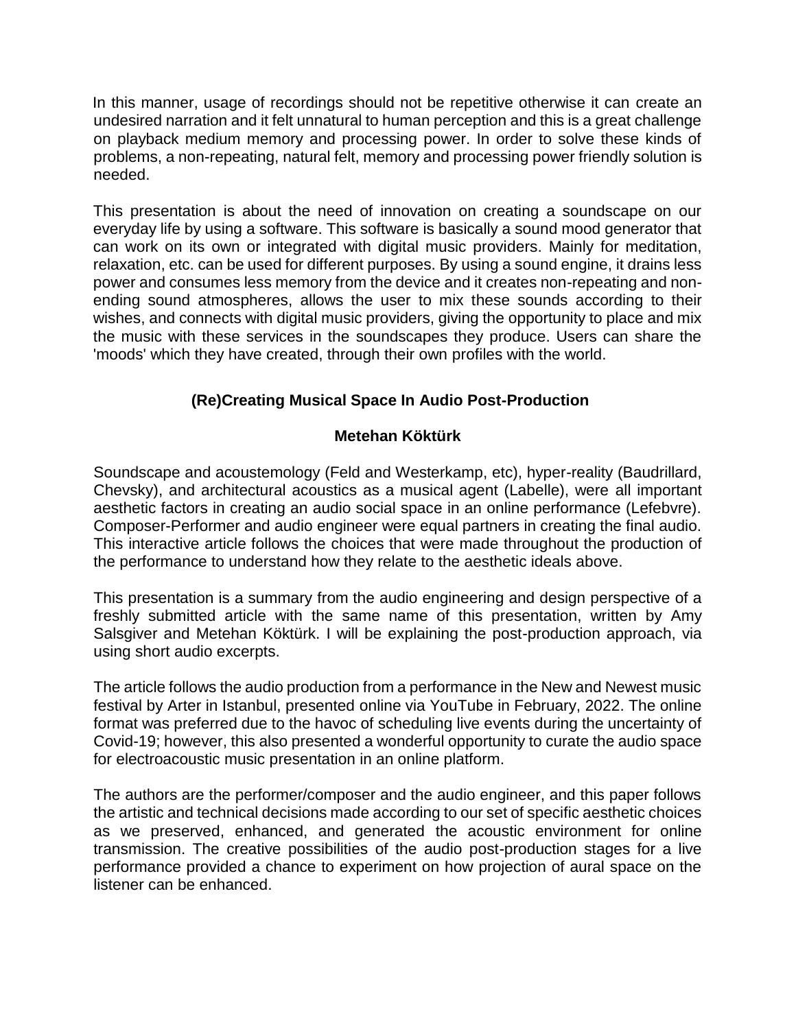In this manner, usage of recordings should not be repetitive otherwise it can create an undesired narration and it felt unnatural to human perception and this is a great challenge on playback medium memory and processing power. In order to solve these kinds of problems, a non-repeating, natural felt, memory and processing power friendly solution is needed.

This presentation is about the need of innovation on creating a soundscape on our everyday life by using a software. This software is basically a sound mood generator that can work on its own or integrated with digital music providers. Mainly for meditation, relaxation, etc. can be used for different purposes. By using a sound engine, it drains less power and consumes less memory from the device and it creates non-repeating and non-ending sound atmospheres, allows the user to mix these sounds according to their wishes, and connects with digital music providers, giving the opportunity to place and mix the music with these services in the soundscapes they produce. Users can share the 'moods' which they have created, through their own profiles with the world.

## (Re)Creating Musical Space In Audio Post-Production

**Metehan Köktürk**

Soundscape and acoustemology (Feld and Westerkamp, etc), hyper-reality (Baudrillard, Chevsky), and architectural acoustics as a musical agent (Labelle), were all important aesthetic factors in creating an audio social space in an online performance (Lefebvre). Composer-Performer and audio engineer were equal partners in creating the final audio. This interactive article follows the choices that were made throughout the production of the performance to understand how they relate to the aesthetic ideals above.

This presentation is a summary from the audio engineering and design perspective of a freshly submitted article with the same name of this presentation, written by Amy Salsgiver and Metehan Köktürk. I will be explaining the post-production approach, via using short audio excerpts.

The article follows the audio production from a performance in the New and Newest music festival by Arter in Istanbul, presented online via YouTube in February, 2022. The online format was preferred due to the havoc of scheduling live events during the uncertainty of Covid-19; however, this also presented a wonderful opportunity to curate the audio space for electroacoustic music presentation in an online platform.

The authors are the performer/composer and the audio engineer, and this paper follows the artistic and technical decisions made according to our set of specific aesthetic choices as we preserved, enhanced, and generated the acoustic environment for online transmission. The creative possibilities of the audio post-production stages for a live performance provided a chance to experiment on how projection of aural space on the listener can be enhanced.